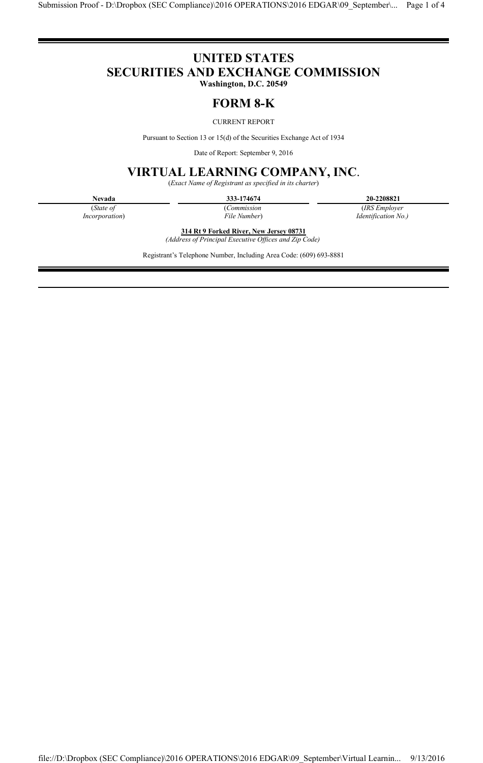# UNITED STATES
# SECURITIES AND EXCHANGE COMMISSION

**Washington, D.C. 20549**

## FORM 8-K

CURRENT REPORT

Pursuant to Section 13 or 15(d) of the Securities Exchange Act of 1934

Date of Report: September 9, 2016

## VIRTUAL LEARNING COMPANY, INC.

(*Exact Name of Registrant as specified in its charter*)

| **Nevada** | **333-174674** | **20-2208821** |
|---|---|---|
| (*State of Incorporation*) | (*Commission File Number*) | (*IRS Employer Identification No.)* |

**314 Rt 9 Forked River, New Jersey 08731**
*(Address of Principal Executive Offices and Zip Code)*

Registrant's Telephone Number, Including Area Code: (609) 693-8881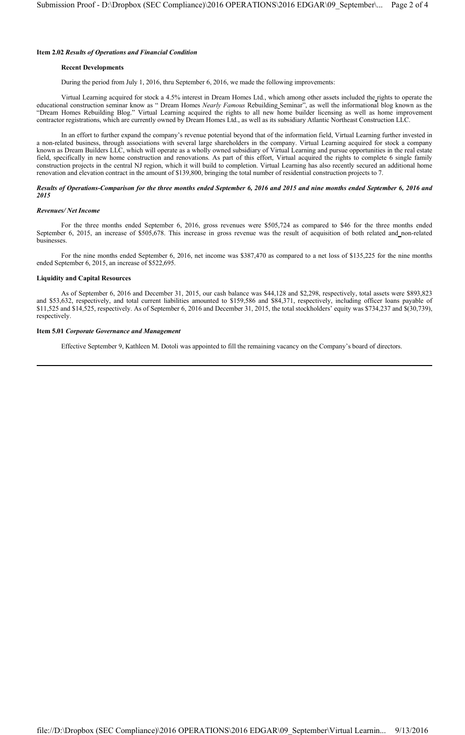**Item 2.02** ***Results of Operations and Financial Condition***

**Recent Developments**

During the period from July 1, 2016, thru September 6, 2016, we made the following improvements:

Virtual Learning acquired for stock a 4.5% interest in Dream Homes Ltd., which among other assets included the rights to operate the educational construction seminar know as " Dream Homes *Nearly Famous* Rebuilding Seminar", as well the informational blog known as the "Dream Homes Rebuilding Blog." Virtual Learning acquired the rights to all new home builder licensing as well as home improvement contractor registrations, which are currently owned by Dream Homes Ltd., as well as its subsidiary Atlantic Northeast Construction LLC.

In an effort to further expand the company's revenue potential beyond that of the information field, Virtual Learning further invested in a non-related business, through associations with several large shareholders in the company. Virtual Learning acquired for stock a company known as Dream Builders LLC, which will operate as a wholly owned subsidiary of Virtual Learning and pursue opportunities in the real estate field, specifically in new home construction and renovations. As part of this effort, Virtual acquired the rights to complete 6 single family construction projects in the central NJ region, which it will build to completion. Virtual Learning has also recently secured an additional home renovation and elevation contract in the amount of $139,800, bringing the total number of residential construction projects to 7.

***Results of Operations-Comparison for the three months ended September 6, 2016 and 2015 and nine months ended September 6, 2016 and 2015***

***Revenues/ Net Income***

For the three months ended September 6, 2016, gross revenues were $505,724 as compared to $46 for the three months ended September 6, 2015, an increase of $505,678. This increase in gross revenue was the result of acquisition of both related and non-related businesses.

For the nine months ended September 6, 2016, net income was $387,470 as compared to a net loss of $135,225 for the nine months ended September 6, 2015, an increase of $522,695.

**Liquidity and Capital Resources**

As of September 6, 2016 and December 31, 2015, our cash balance was $44,128 and $2,298, respectively, total assets were $893,823 and $53,632, respectively, and total current liabilities amounted to $159,586 and $84,371, respectively, including officer loans payable of $11,525 and $14,525, respectively. As of September 6, 2016 and December 31, 2015, the total stockholders' equity was $734,237 and $(30,739), respectively.

**Item 5.01** ***Corporate Governance and Management***

Effective September 9, Kathleen M. Dotoli was appointed to fill the remaining vacancy on the Company's board of directors.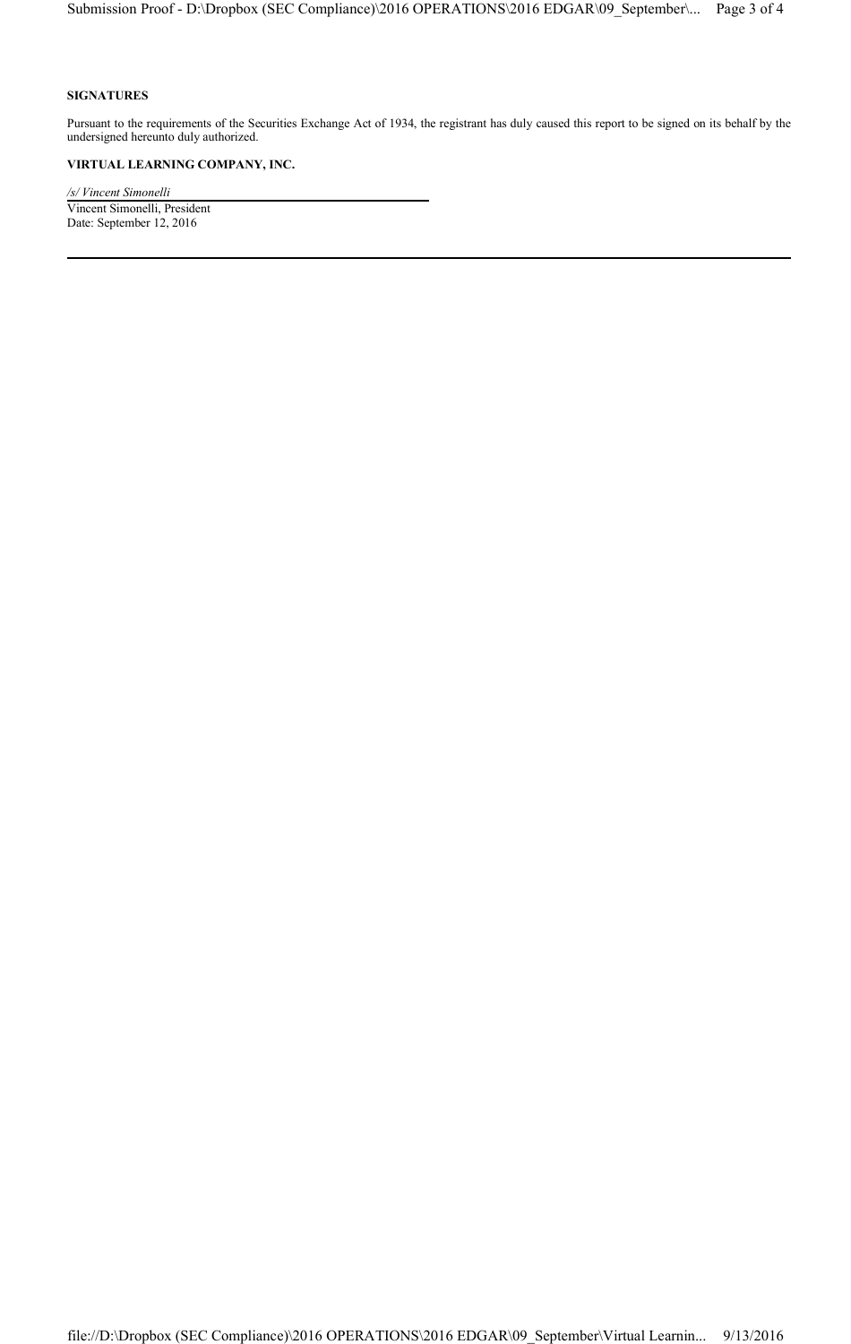**SIGNATURES**

Pursuant to the requirements of the Securities Exchange Act of 1934, the registrant has duly caused this report to be signed on its behalf by the undersigned hereunto duly authorized.

**VIRTUAL LEARNING COMPANY, INC.**

*/s/ Vincent Simonelli*

Vincent Simonelli, President

Date: September 12, 2016